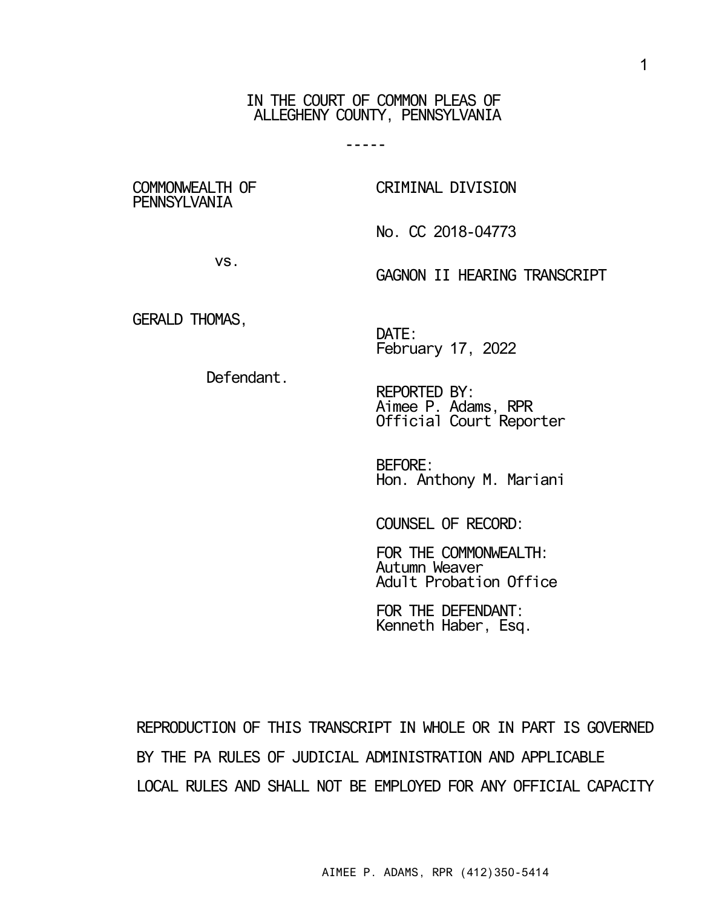IN THE COURT OF COMMON PLEAS OF
ALLEGHENY COUNTY, PENNSYLVANIA

-----

COMMONWEALTH OF PENNSYLVANIA

vs.

GERALD THOMAS,

Defendant.

CRIMINAL DIVISION

No. CC 2018-04773

GAGNON II HEARING TRANSCRIPT

DATE:
February 17, 2022

REPORTED BY:
Aimee P. Adams, RPR
Official Court Reporter

BEFORE:
Hon. Anthony M. Mariani

COUNSEL OF RECORD:

FOR THE COMMONWEALTH:
Autumn Weaver
Adult Probation Office

FOR THE DEFENDANT:
Kenneth Haber, Esq.

REPRODUCTION OF THIS TRANSCRIPT IN WHOLE OR IN PART IS GOVERNED BY THE PA RULES OF JUDICIAL ADMINISTRATION AND APPLICABLE LOCAL RULES AND SHALL NOT BE EMPLOYED FOR ANY OFFICIAL CAPACITY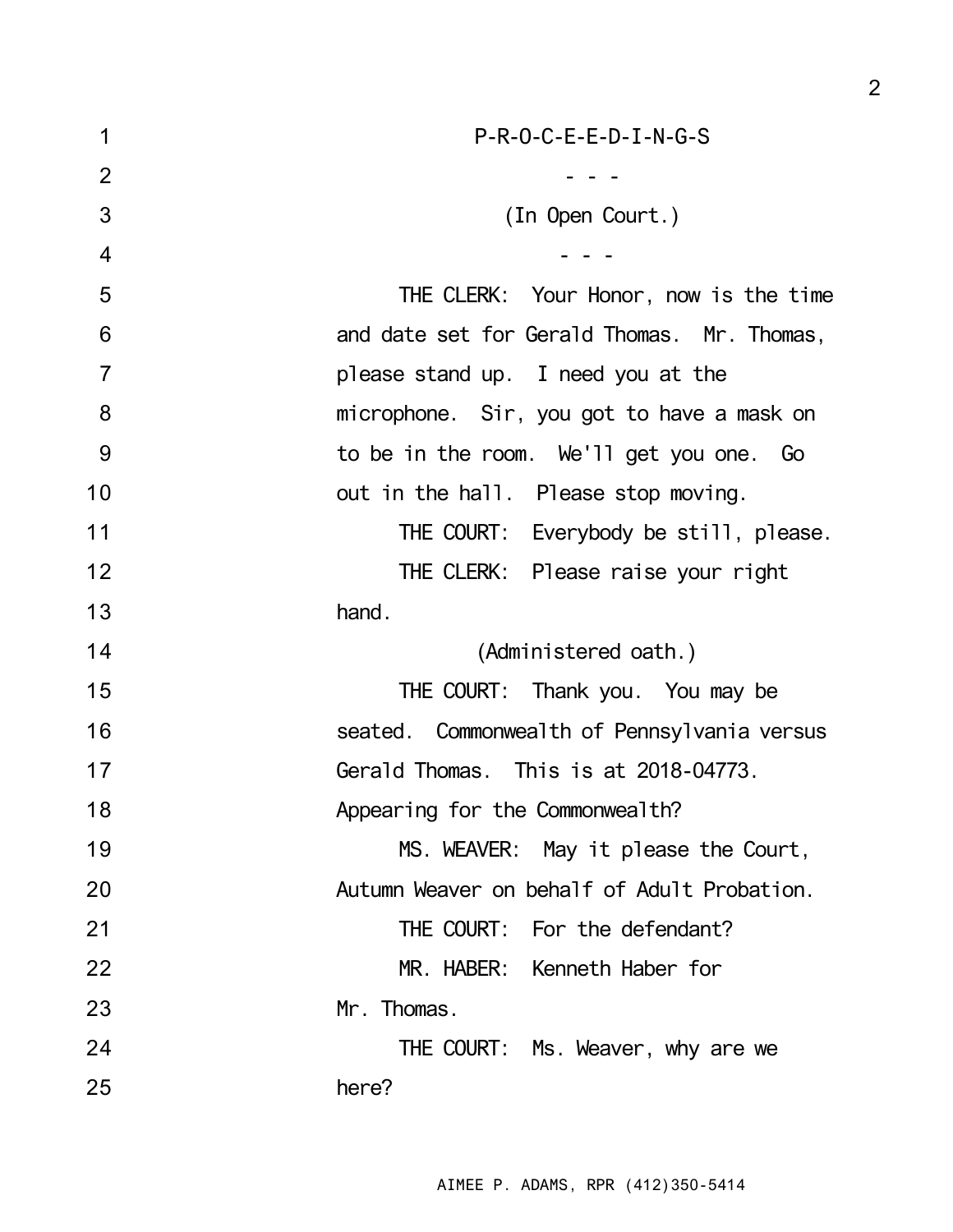P-R-O-C-E-E-D-I-N-G-S

\- - -

(In Open Court.)

\- - -

THE CLERK: Your Honor, now is the time and date set for Gerald Thomas. Mr. Thomas, please stand up. I need you at the microphone. Sir, you got to have a mask on to be in the room. We'll get you one. Go out in the hall. Please stop moving.

THE COURT: Everybody be still, please.

THE CLERK: Please raise your right hand.

(Administered oath.)

THE COURT: Thank you. You may be seated. Commonwealth of Pennsylvania versus Gerald Thomas. This is at 2018-04773. Appearing for the Commonwealth?

MS. WEAVER: May it please the Court, Autumn Weaver on behalf of Adult Probation.

THE COURT: For the defendant?

MR. HABER: Kenneth Haber for Mr. Thomas.

THE COURT: Ms. Weaver, why are we here?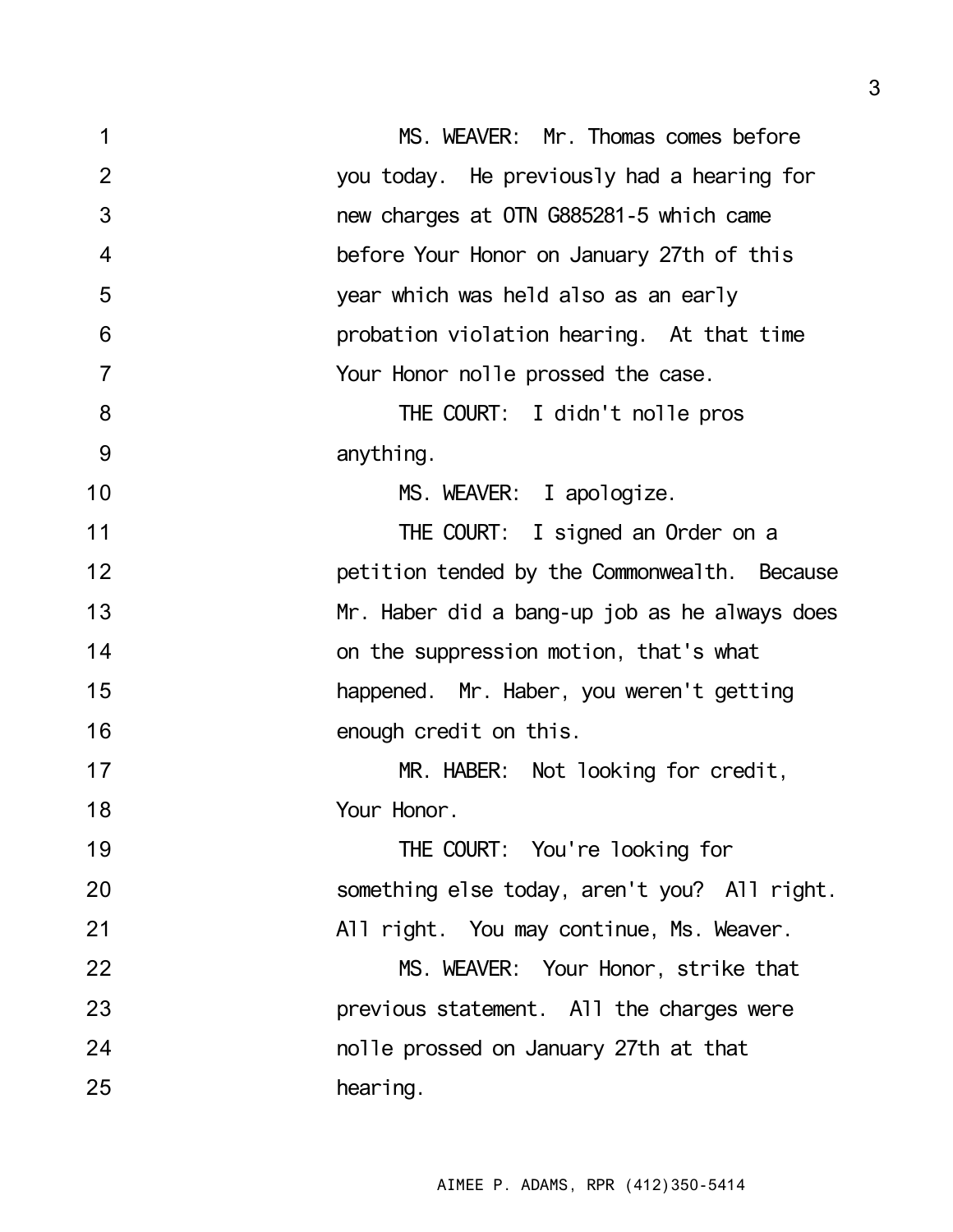1 MS. WEAVER: Mr. Thomas comes before
2 you today. He previously had a hearing for
3 new charges at OTN G885281-5 which came
4 before Your Honor on January 27th of this
5 year which was held also as an early
6 probation violation hearing. At that time
7 Your Honor nolle prossed the case.
8 THE COURT: I didn't nolle pros
9 anything.
10 MS. WEAVER: I apologize.
11 THE COURT: I signed an Order on a
12 petition tended by the Commonwealth. Because
13 Mr. Haber did a bang-up job as he always does
14 on the suppression motion, that's what
15 happened. Mr. Haber, you weren't getting
16 enough credit on this.
17 MR. HABER: Not looking for credit,
18 Your Honor.
19 THE COURT: You're looking for
20 something else today, aren't you? All right.
21 All right. You may continue, Ms. Weaver.
22 MS. WEAVER: Your Honor, strike that
23 previous statement. All the charges were
24 nolle prossed on January 27th at that
25 hearing.

AIMEE P. ADAMS, RPR (412)350-5414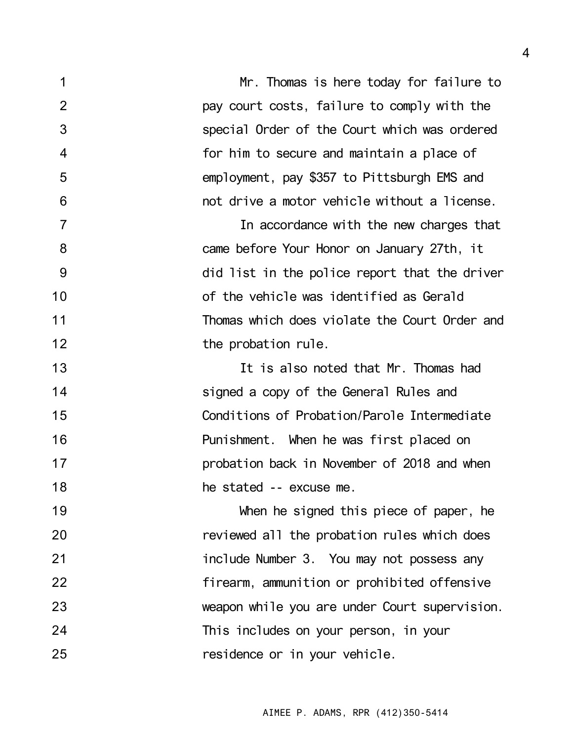Mr. Thomas is here today for failure to pay court costs, failure to comply with the special Order of the Court which was ordered for him to secure and maintain a place of employment, pay $357 to Pittsburgh EMS and not drive a motor vehicle without a license.

In accordance with the new charges that came before Your Honor on January 27th, it did list in the police report that the driver of the vehicle was identified as Gerald Thomas which does violate the Court Order and the probation rule.

It is also noted that Mr. Thomas had signed a copy of the General Rules and Conditions of Probation/Parole Intermediate Punishment. When he was first placed on probation back in November of 2018 and when he stated -- excuse me.

When he signed this piece of paper, he reviewed all the probation rules which does include Number 3. You may not possess any firearm, ammunition or prohibited offensive weapon while you are under Court supervision. This includes on your person, in your residence or in your vehicle.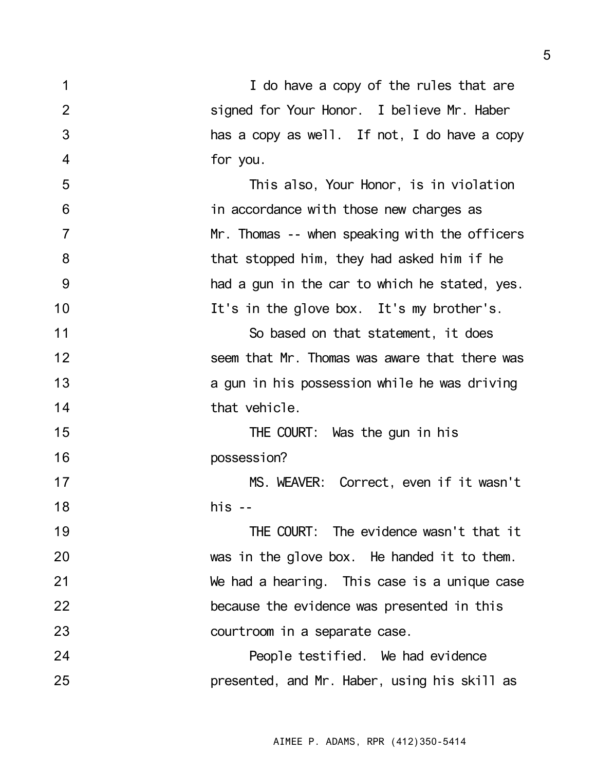I do have a copy of the rules that are signed for Your Honor. I believe Mr. Haber has a copy as well. If not, I do have a copy for you.

This also, Your Honor, is in violation in accordance with those new charges as Mr. Thomas -- when speaking with the officers that stopped him, they had asked him if he had a gun in the car to which he stated, yes. It's in the glove box. It's my brother's.

So based on that statement, it does seem that Mr. Thomas was aware that there was a gun in his possession while he was driving that vehicle.

THE COURT: Was the gun in his possession?

MS. WEAVER: Correct, even if it wasn't his --

THE COURT: The evidence wasn't that it was in the glove box. He handed it to them. We had a hearing. This case is a unique case because the evidence was presented in this courtroom in a separate case.

People testified. We had evidence presented, and Mr. Haber, using his skill as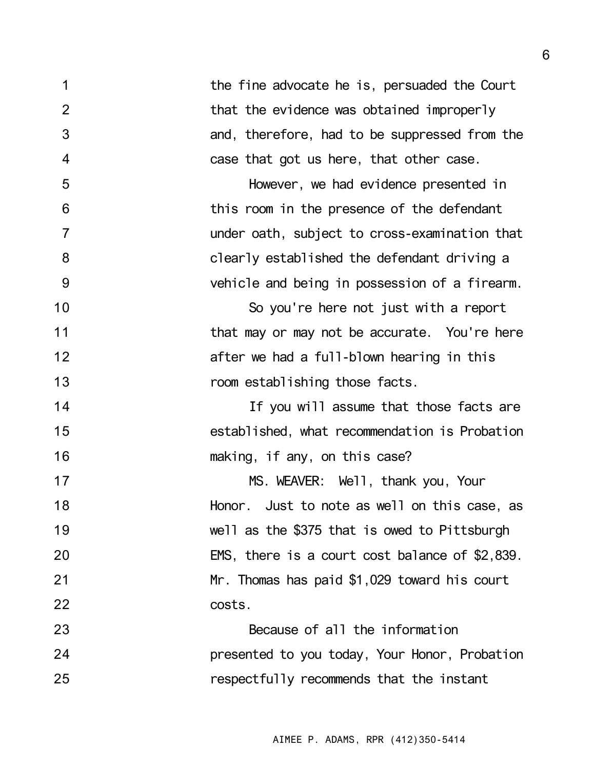1 the fine advocate he is, persuaded the Court
2 that the evidence was obtained improperly
3 and, therefore, had to be suppressed from the
4 case that got us here, that other case.
5 However, we had evidence presented in
6 this room in the presence of the defendant
7 under oath, subject to cross-examination that
8 clearly established the defendant driving a
9 vehicle and being in possession of a firearm.
10 So you're here not just with a report
11 that may or may not be accurate. You're here
12 after we had a full-blown hearing in this
13 room establishing those facts.
14 If you will assume that those facts are
15 established, what recommendation is Probation
16 making, if any, on this case?
17 MS. WEAVER: Well, thank you, Your
18 Honor. Just to note as well on this case, as
19 well as the $375 that is owed to Pittsburgh
20 EMS, there is a court cost balance of $2,839.
21 Mr. Thomas has paid $1,029 toward his court
22 costs.
23 Because of all the information
24 presented to you today, Your Honor, Probation
25 respectfully recommends that the instant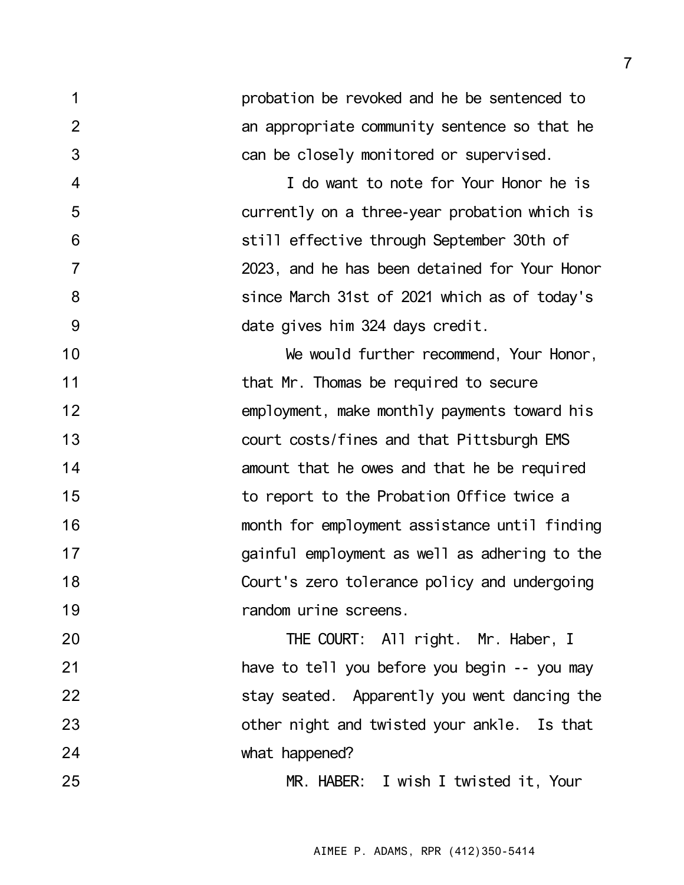probation be revoked and he be sentenced to an appropriate community sentence so that he can be closely monitored or supervised.

I do want to note for Your Honor he is currently on a three-year probation which is still effective through September 30th of 2023, and he has been detained for Your Honor since March 31st of 2021 which as of today's date gives him 324 days credit.

We would further recommend, Your Honor, that Mr. Thomas be required to secure employment, make monthly payments toward his court costs/fines and that Pittsburgh EMS amount that he owes and that he be required to report to the Probation Office twice a month for employment assistance until finding gainful employment as well as adhering to the Court's zero tolerance policy and undergoing random urine screens.

THE COURT: All right. Mr. Haber, I have to tell you before you begin -- you may stay seated. Apparently you went dancing the other night and twisted your ankle. Is that what happened?

MR. HABER: I wish I twisted it, Your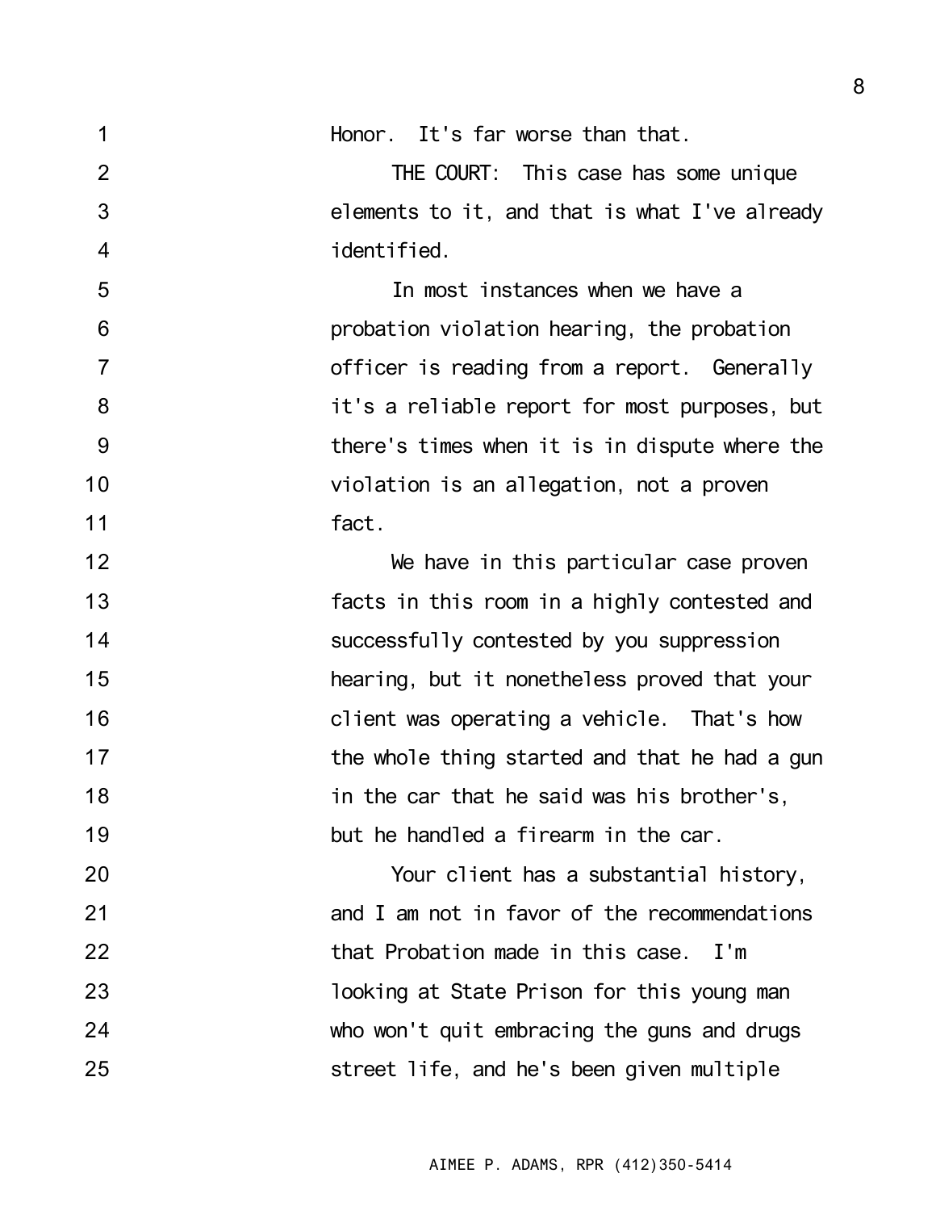Honor. It's far worse than that.

THE COURT: This case has some unique elements to it, and that is what I've already identified.

In most instances when we have a probation violation hearing, the probation officer is reading from a report. Generally it's a reliable report for most purposes, but there's times when it is in dispute where the violation is an allegation, not a proven fact.

We have in this particular case proven facts in this room in a highly contested and successfully contested by you suppression hearing, but it nonetheless proved that your client was operating a vehicle. That's how the whole thing started and that he had a gun in the car that he said was his brother's, but he handled a firearm in the car.

Your client has a substantial history, and I am not in favor of the recommendations that Probation made in this case. I'm looking at State Prison for this young man who won't quit embracing the guns and drugs street life, and he's been given multiple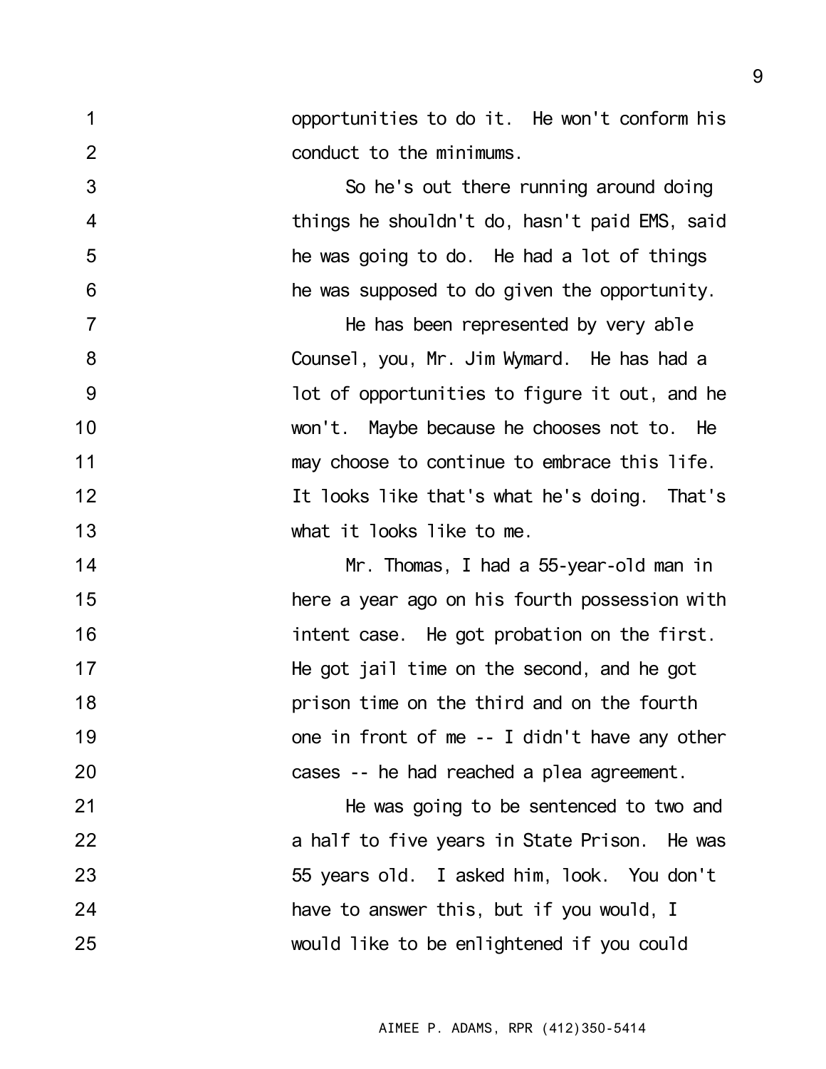opportunities to do it. He won't conform his conduct to the minimums.

So he's out there running around doing things he shouldn't do, hasn't paid EMS, said he was going to do. He had a lot of things he was supposed to do given the opportunity.

He has been represented by very able Counsel, you, Mr. Jim Wymard. He has had a lot of opportunities to figure it out, and he won't. Maybe because he chooses not to. He may choose to continue to embrace this life. It looks like that's what he's doing. That's what it looks like to me.

Mr. Thomas, I had a 55-year-old man in here a year ago on his fourth possession with intent case. He got probation on the first. He got jail time on the second, and he got prison time on the third and on the fourth one in front of me -- I didn't have any other cases -- he had reached a plea agreement.

He was going to be sentenced to two and a half to five years in State Prison. He was 55 years old. I asked him, look. You don't have to answer this, but if you would, I would like to be enlightened if you could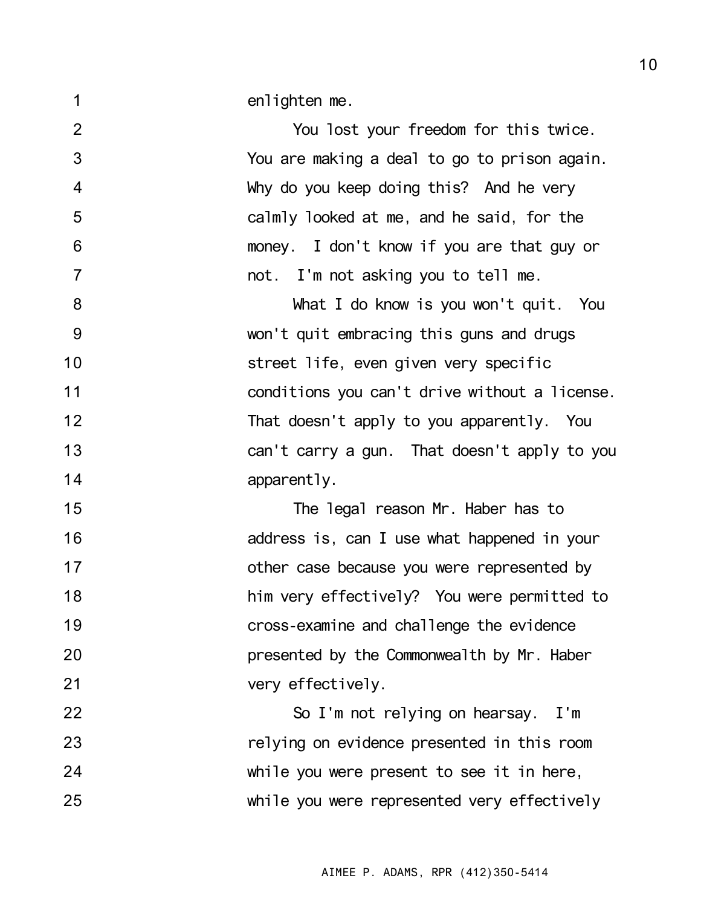enlighten me.

You lost your freedom for this twice. You are making a deal to go to prison again. Why do you keep doing this? And he very calmly looked at me, and he said, for the money. I don't know if you are that guy or not. I'm not asking you to tell me.

What I do know is you won't quit. You won't quit embracing this guns and drugs street life, even given very specific conditions you can't drive without a license. That doesn't apply to you apparently. You can't carry a gun. That doesn't apply to you apparently.

The legal reason Mr. Haber has to address is, can I use what happened in your other case because you were represented by him very effectively? You were permitted to cross-examine and challenge the evidence presented by the Commonwealth by Mr. Haber very effectively.

So I'm not relying on hearsay. I'm relying on evidence presented in this room while you were present to see it in here, while you were represented very effectively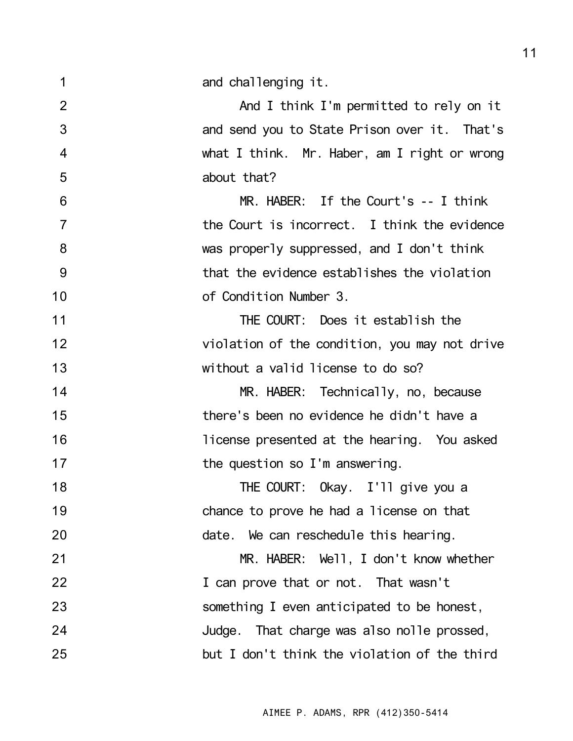and challenging it.

And I think I'm permitted to rely on it and send you to State Prison over it. That's what I think. Mr. Haber, am I right or wrong about that?

MR. HABER: If the Court's -- I think the Court is incorrect. I think the evidence was properly suppressed, and I don't think that the evidence establishes the violation of Condition Number 3.

THE COURT: Does it establish the violation of the condition, you may not drive without a valid license to do so?

MR. HABER: Technically, no, because there's been no evidence he didn't have a license presented at the hearing. You asked the question so I'm answering.

THE COURT: Okay. I'll give you a chance to prove he had a license on that date. We can reschedule this hearing.

MR. HABER: Well, I don't know whether I can prove that or not. That wasn't something I even anticipated to be honest, Judge. That charge was also nolle prossed, but I don't think the violation of the third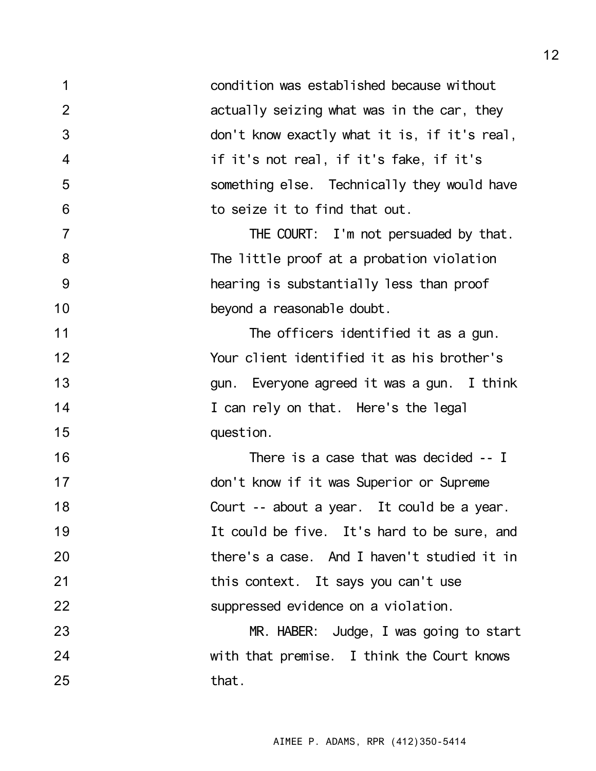condition was established because without actually seizing what was in the car, they don't know exactly what it is, if it's real, if it's not real, if it's fake, if it's something else. Technically they would have to seize it to find that out.

THE COURT: I'm not persuaded by that. The little proof at a probation violation hearing is substantially less than proof beyond a reasonable doubt.

The officers identified it as a gun. Your client identified it as his brother's gun. Everyone agreed it was a gun. I think I can rely on that. Here's the legal question.

There is a case that was decided -- I don't know if it was Superior or Supreme Court -- about a year. It could be a year. It could be five. It's hard to be sure, and there's a case. And I haven't studied it in this context. It says you can't use suppressed evidence on a violation.

MR. HABER: Judge, I was going to start with that premise. I think the Court knows that.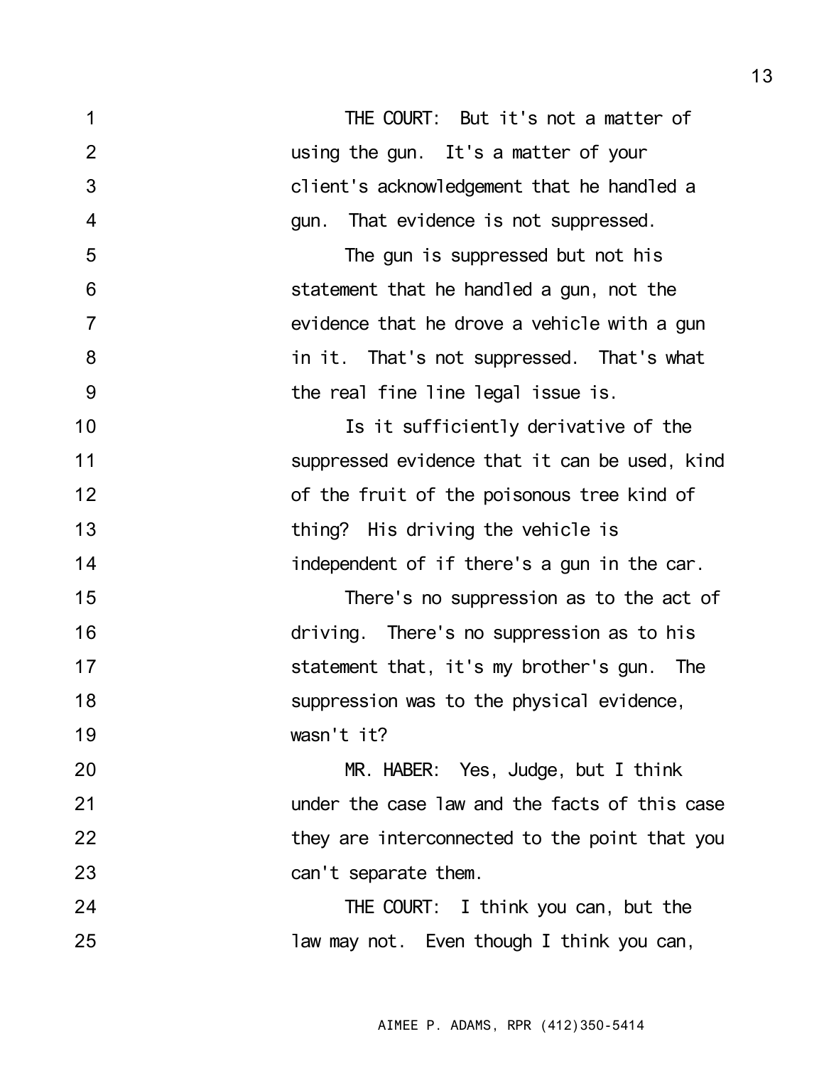THE COURT: But it's not a matter of using the gun. It's a matter of your client's acknowledgement that he handled a gun. That evidence is not suppressed.

The gun is suppressed but not his statement that he handled a gun, not the evidence that he drove a vehicle with a gun in it. That's not suppressed. That's what the real fine line legal issue is.

Is it sufficiently derivative of the suppressed evidence that it can be used, kind of the fruit of the poisonous tree kind of thing? His driving the vehicle is independent of if there's a gun in the car.

There's no suppression as to the act of driving. There's no suppression as to his statement that, it's my brother's gun. The suppression was to the physical evidence, wasn't it?

MR. HABER: Yes, Judge, but I think under the case law and the facts of this case they are interconnected to the point that you can't separate them.

THE COURT: I think you can, but the law may not. Even though I think you can,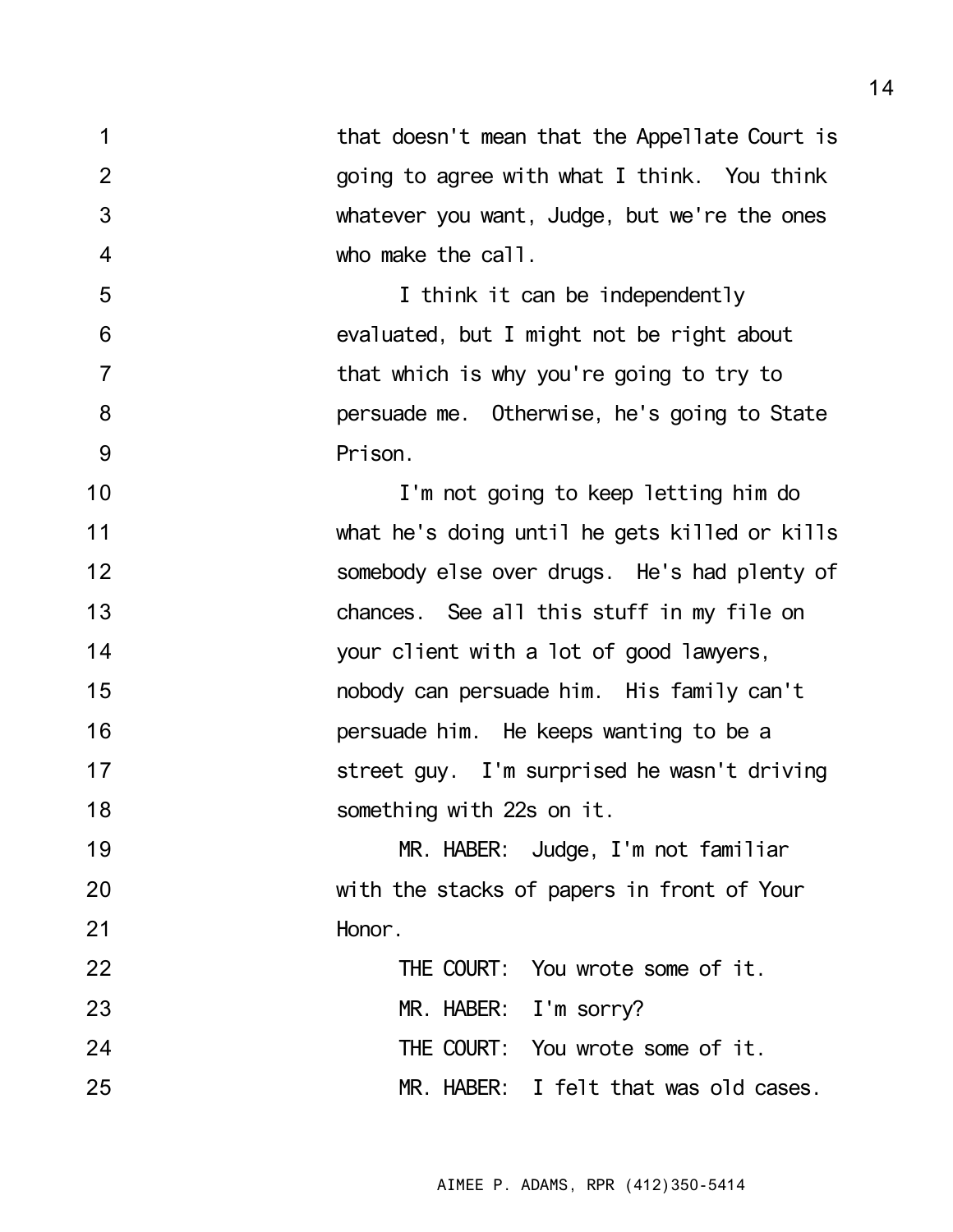that doesn't mean that the Appellate Court is going to agree with what I think. You think whatever you want, Judge, but we're the ones who make the call.

I think it can be independently evaluated, but I might not be right about that which is why you're going to try to persuade me. Otherwise, he's going to State Prison.

I'm not going to keep letting him do what he's doing until he gets killed or kills somebody else over drugs. He's had plenty of chances. See all this stuff in my file on your client with a lot of good lawyers, nobody can persuade him. His family can't persuade him. He keeps wanting to be a street guy. I'm surprised he wasn't driving something with 22s on it.

MR. HABER: Judge, I'm not familiar with the stacks of papers in front of Your Honor.

THE COURT: You wrote some of it.

MR. HABER: I'm sorry?

THE COURT: You wrote some of it.

MR. HABER: I felt that was old cases.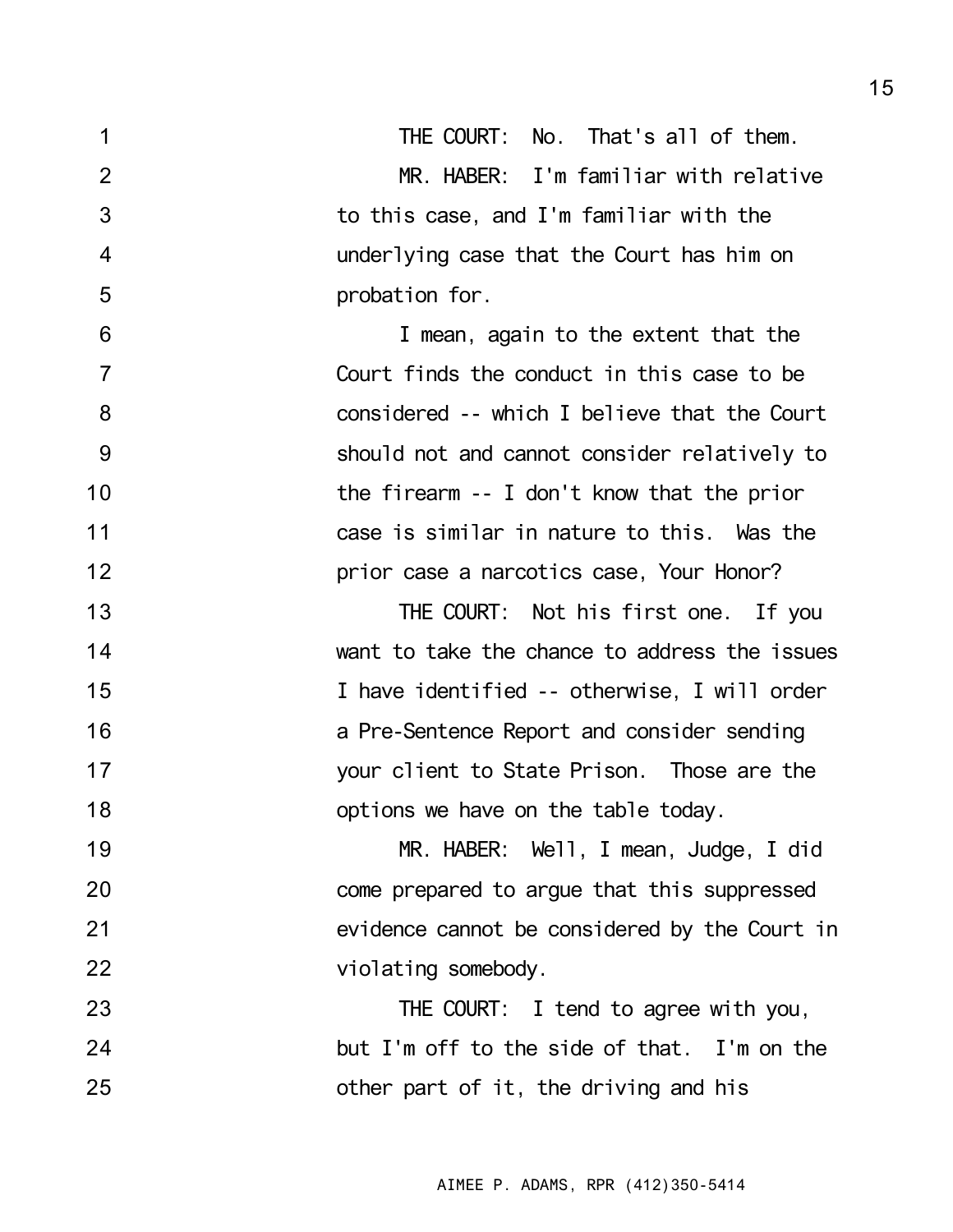THE COURT: No. That's all of them.

MR. HABER: I'm familiar with relative to this case, and I'm familiar with the underlying case that the Court has him on probation for.

I mean, again to the extent that the Court finds the conduct in this case to be considered -- which I believe that the Court should not and cannot consider relatively to the firearm -- I don't know that the prior case is similar in nature to this. Was the prior case a narcotics case, Your Honor?

THE COURT: Not his first one. If you want to take the chance to address the issues I have identified -- otherwise, I will order a Pre-Sentence Report and consider sending your client to State Prison. Those are the options we have on the table today.

MR. HABER: Well, I mean, Judge, I did come prepared to argue that this suppressed evidence cannot be considered by the Court in violating somebody.

THE COURT: I tend to agree with you, but I'm off to the side of that. I'm on the other part of it, the driving and his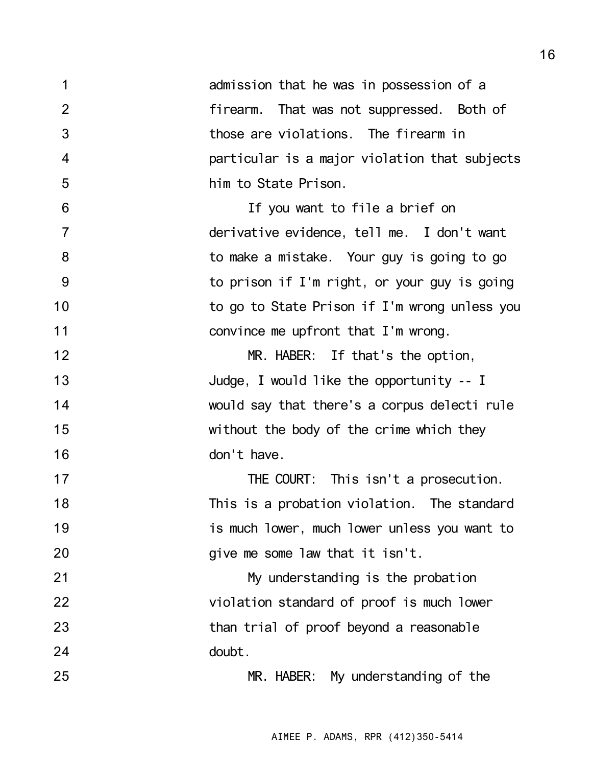admission that he was in possession of a firearm. That was not suppressed. Both of those are violations. The firearm in particular is a major violation that subjects him to State Prison.

If you want to file a brief on derivative evidence, tell me. I don't want to make a mistake. Your guy is going to go to prison if I'm right, or your guy is going to go to State Prison if I'm wrong unless you convince me upfront that I'm wrong.

MR. HABER: If that's the option, Judge, I would like the opportunity -- I would say that there's a corpus delecti rule without the body of the crime which they don't have.

THE COURT: This isn't a prosecution. This is a probation violation. The standard is much lower, much lower unless you want to give me some law that it isn't.

My understanding is the probation violation standard of proof is much lower than trial of proof beyond a reasonable doubt.

MR. HABER: My understanding of the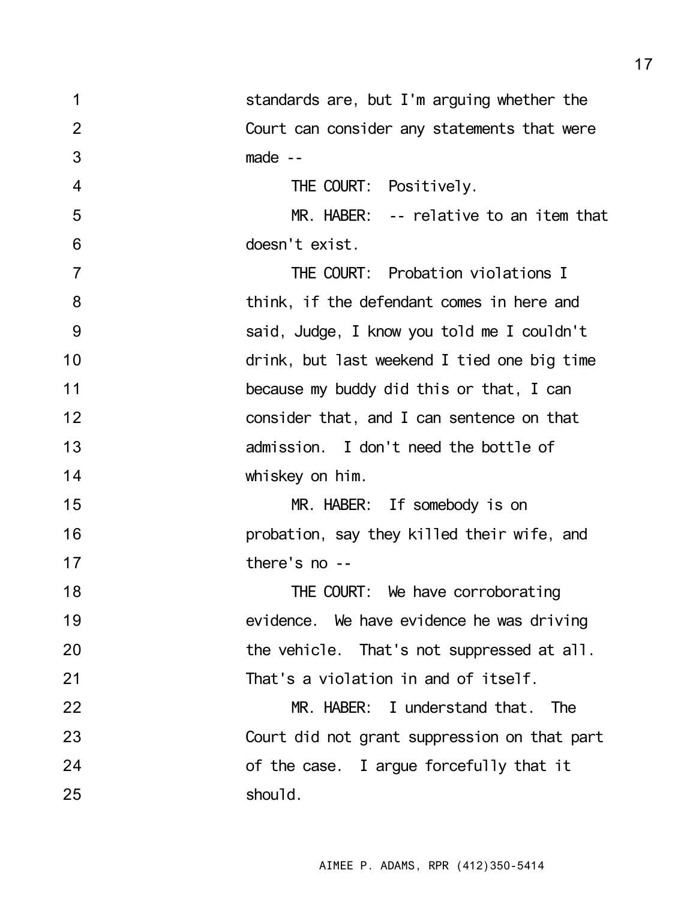1 standards are, but I'm arguing whether the
2 Court can consider any statements that were
3 made --
4 THE COURT: Positively.
5 MR. HABER: -- relative to an item that
6 doesn't exist.
7 THE COURT: Probation violations I
8 think, if the defendant comes in here and
9 said, Judge, I know you told me I couldn't
10 drink, but last weekend I tied one big time
11 because my buddy did this or that, I can
12 consider that, and I can sentence on that
13 admission. I don't need the bottle of
14 whiskey on him.
15 MR. HABER: If somebody is on
16 probation, say they killed their wife, and
17 there's no --
18 THE COURT: We have corroborating
19 evidence. We have evidence he was driving
20 the vehicle. That's not suppressed at all.
21 That's a violation in and of itself.
22 MR. HABER: I understand that. The
23 Court did not grant suppression on that part
24 of the case. I argue forcefully that it
25 should.

AIMEE P. ADAMS, RPR (412)350-5414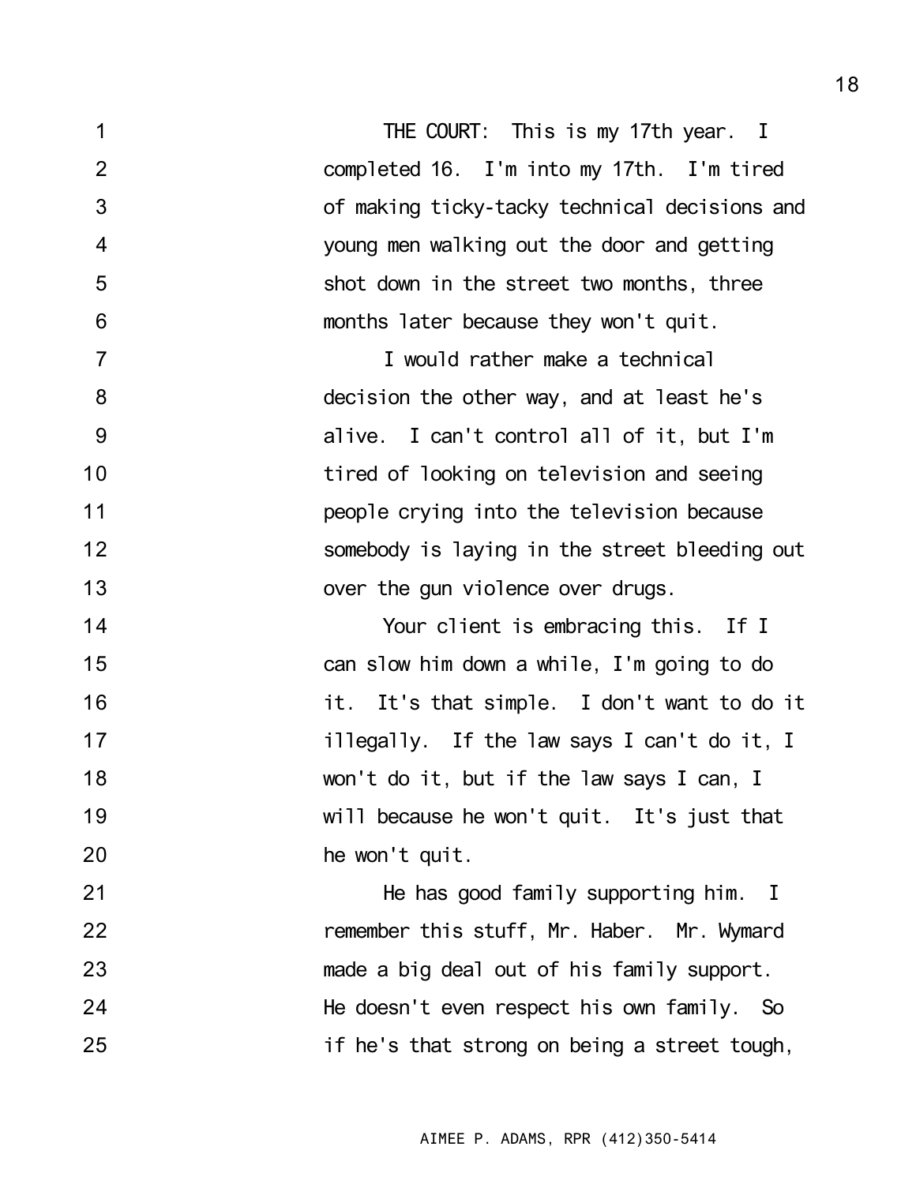THE COURT: This is my 17th year. I completed 16. I'm into my 17th. I'm tired of making ticky-tacky technical decisions and young men walking out the door and getting shot down in the street two months, three months later because they won't quit.

I would rather make a technical decision the other way, and at least he's alive. I can't control all of it, but I'm tired of looking on television and seeing people crying into the television because somebody is laying in the street bleeding out over the gun violence over drugs.

Your client is embracing this. If I can slow him down a while, I'm going to do it. It's that simple. I don't want to do it illegally. If the law says I can't do it, I won't do it, but if the law says I can, I will because he won't quit. It's just that he won't quit.

He has good family supporting him. I remember this stuff, Mr. Haber. Mr. Wymard made a big deal out of his family support. He doesn't even respect his own family. So if he's that strong on being a street tough,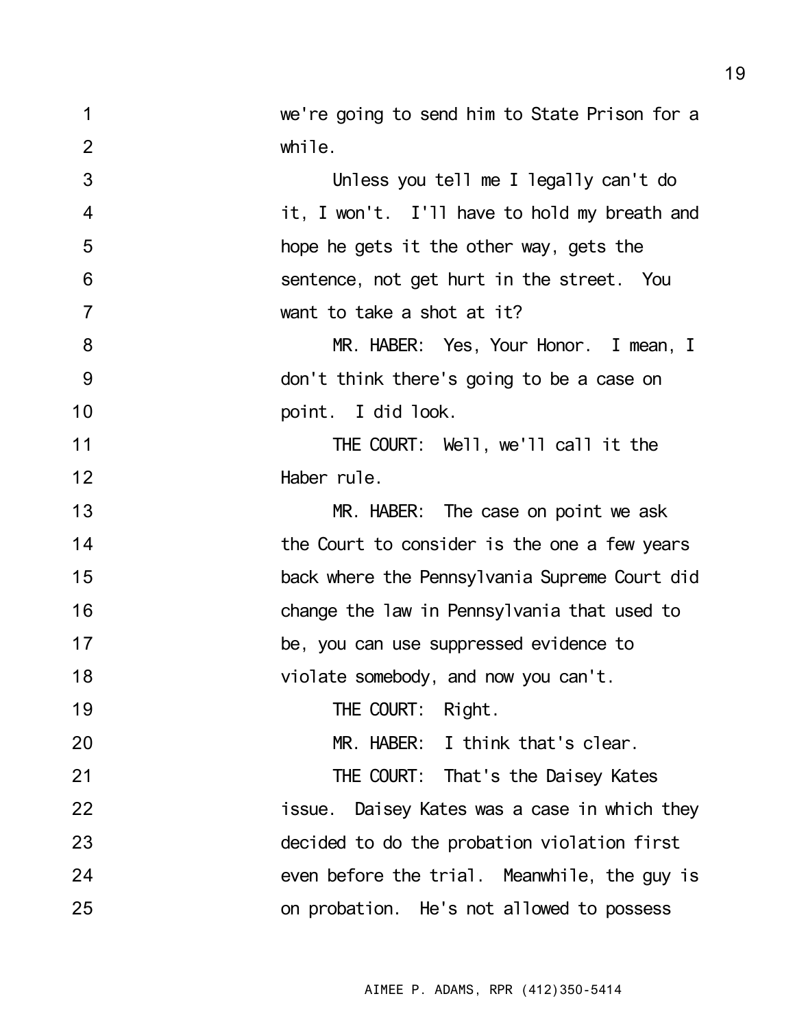1 we're going to send him to State Prison for a
2 while.
3 Unless you tell me I legally can't do
4 it, I won't. I'll have to hold my breath and
5 hope he gets it the other way, gets the
6 sentence, not get hurt in the street. You
7 want to take a shot at it?
8 MR. HABER: Yes, Your Honor. I mean, I
9 don't think there's going to be a case on
10 point. I did look.
11 THE COURT: Well, we'll call it the
12 Haber rule.
13 MR. HABER: The case on point we ask
14 the Court to consider is the one a few years
15 back where the Pennsylvania Supreme Court did
16 change the law in Pennsylvania that used to
17 be, you can use suppressed evidence to
18 violate somebody, and now you can't.
19 THE COURT: Right.
20 MR. HABER: I think that's clear.
21 THE COURT: That's the Daisey Kates
22 issue. Daisey Kates was a case in which they
23 decided to do the probation violation first
24 even before the trial. Meanwhile, the guy is
25 on probation. He's not allowed to possess

AIMEE P. ADAMS, RPR (412)350-5414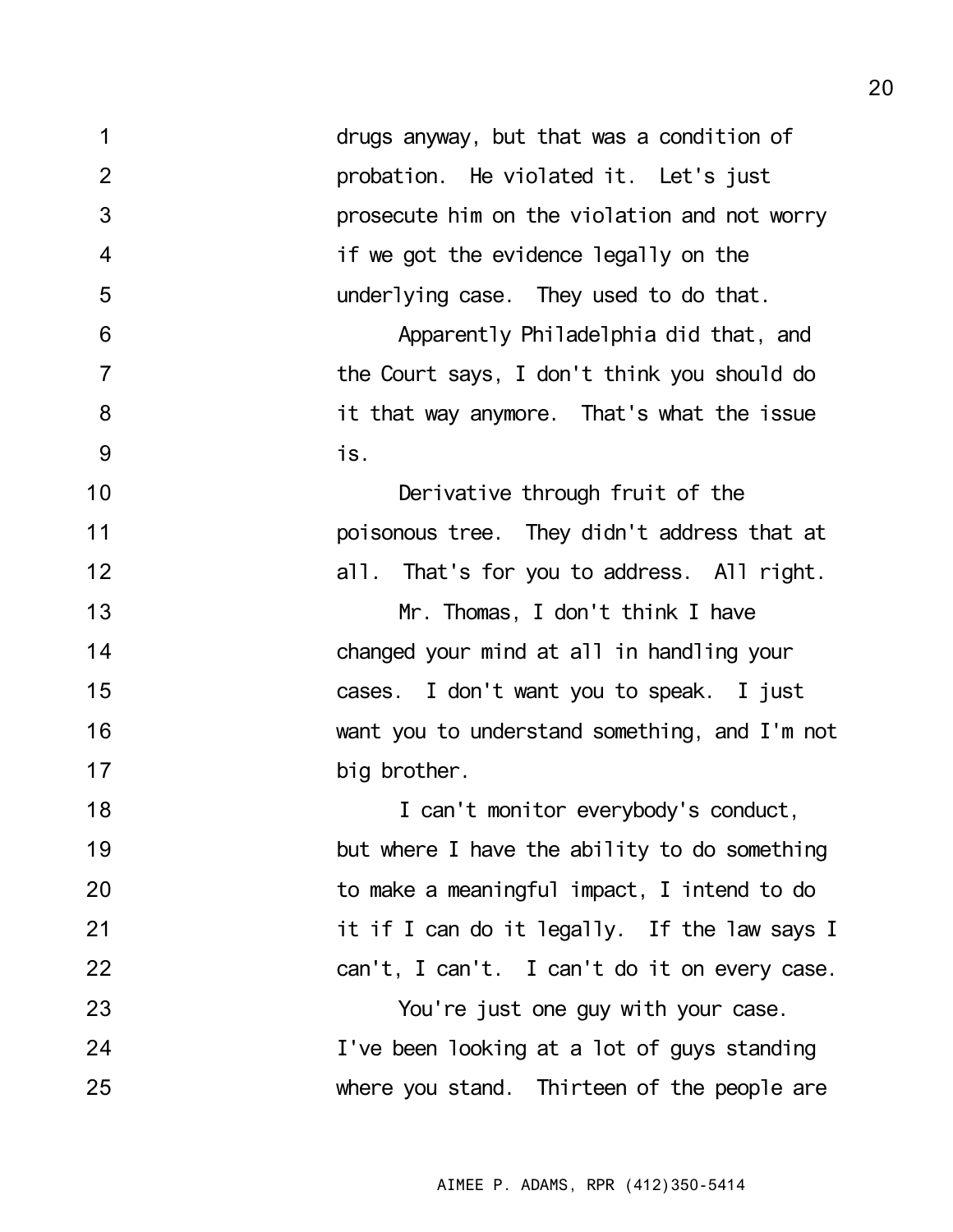drugs anyway, but that was a condition of probation. He violated it. Let's just prosecute him on the violation and not worry if we got the evidence legally on the underlying case. They used to do that.

Apparently Philadelphia did that, and the Court says, I don't think you should do it that way anymore. That's what the issue is.

Derivative through fruit of the poisonous tree. They didn't address that at all. That's for you to address. All right.

Mr. Thomas, I don't think I have changed your mind at all in handling your cases. I don't want you to speak. I just want you to understand something, and I'm not big brother.

I can't monitor everybody's conduct, but where I have the ability to do something to make a meaningful impact, I intend to do it if I can do it legally. If the law says I can't, I can't. I can't do it on every case.

You're just one guy with your case. I've been looking at a lot of guys standing where you stand. Thirteen of the people are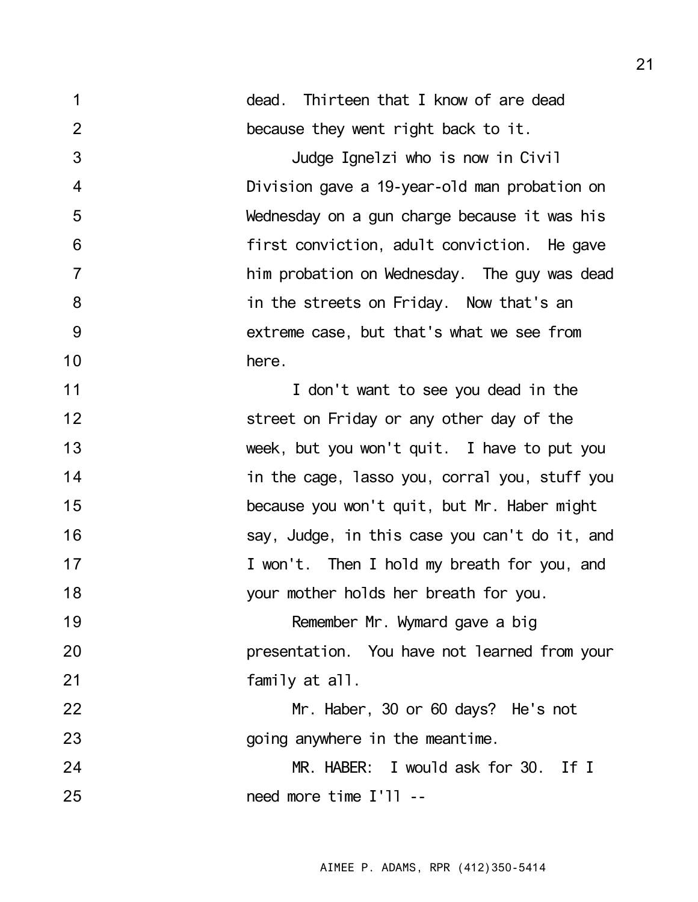dead. Thirteen that I know of are dead because they went right back to it.

Judge Ignelzi who is now in Civil Division gave a 19-year-old man probation on Wednesday on a gun charge because it was his first conviction, adult conviction. He gave him probation on Wednesday. The guy was dead in the streets on Friday. Now that's an extreme case, but that's what we see from here.

I don't want to see you dead in the street on Friday or any other day of the week, but you won't quit. I have to put you in the cage, lasso you, corral you, stuff you because you won't quit, but Mr. Haber might say, Judge, in this case you can't do it, and I won't. Then I hold my breath for you, and your mother holds her breath for you.

Remember Mr. Wymard gave a big presentation. You have not learned from your family at all.

Mr. Haber, 30 or 60 days? He's not going anywhere in the meantime.

MR. HABER: I would ask for 30. If I need more time I'll --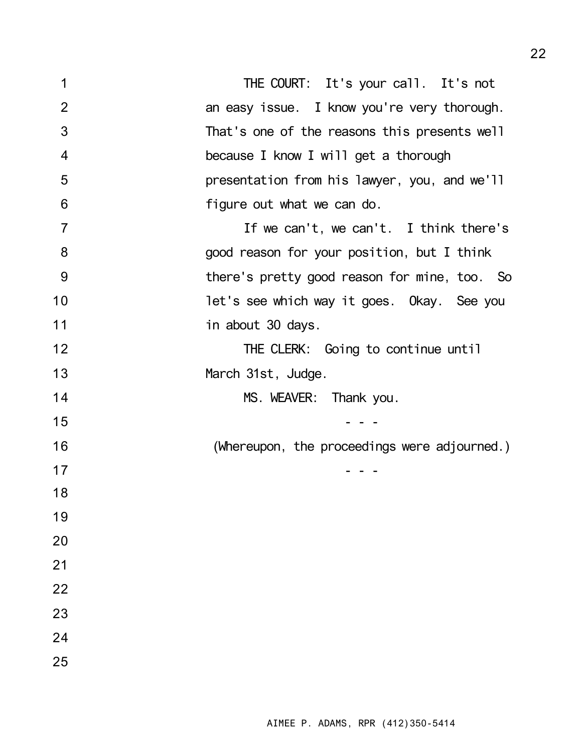THE COURT: It's your call. It's not an easy issue. I know you're very thorough. That's one of the reasons this presents well because I know I will get a thorough presentation from his lawyer, you, and we'll figure out what we can do.

If we can't, we can't. I think there's good reason for your position, but I think there's pretty good reason for mine, too. So let's see which way it goes. Okay. See you in about 30 days.

THE CLERK: Going to continue until March 31st, Judge.

MS. WEAVER: Thank you.

\- - -

(Whereupon, the proceedings were adjourned.)

\- - -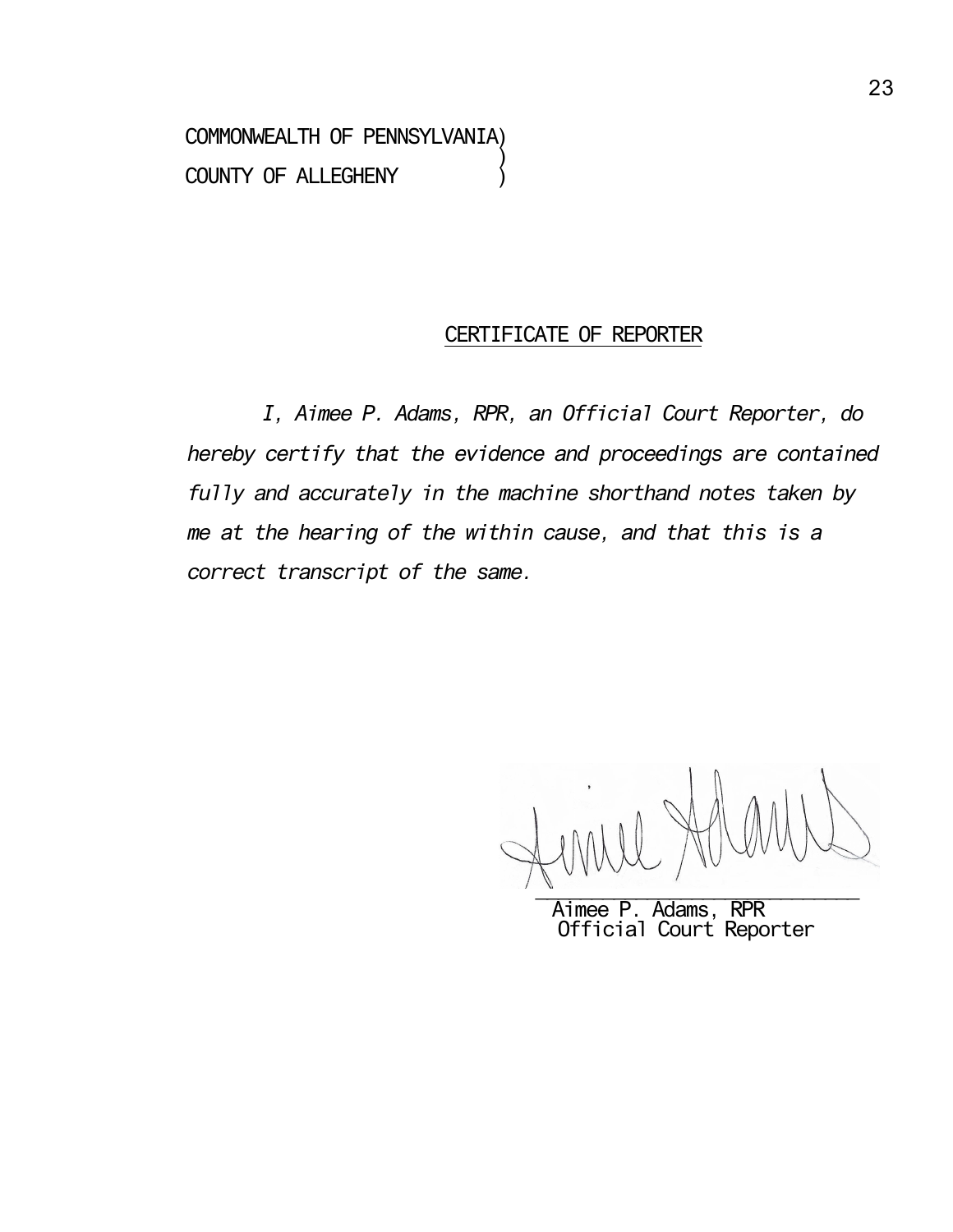COMMONWEALTH OF PENNSYLVANIA)
                            )
COUNTY OF ALLEGHENY         )

## CERTIFICATE OF REPORTER

*I, Aimee P. Adams, RPR, an Official Court Reporter, do hereby certify that the evidence and proceedings are contained fully and accurately in the machine shorthand notes taken by me at the hearing of the within cause, and that this is a correct transcript of the same.*

______________________________
Aimee P. Adams, RPR
Official Court Reporter